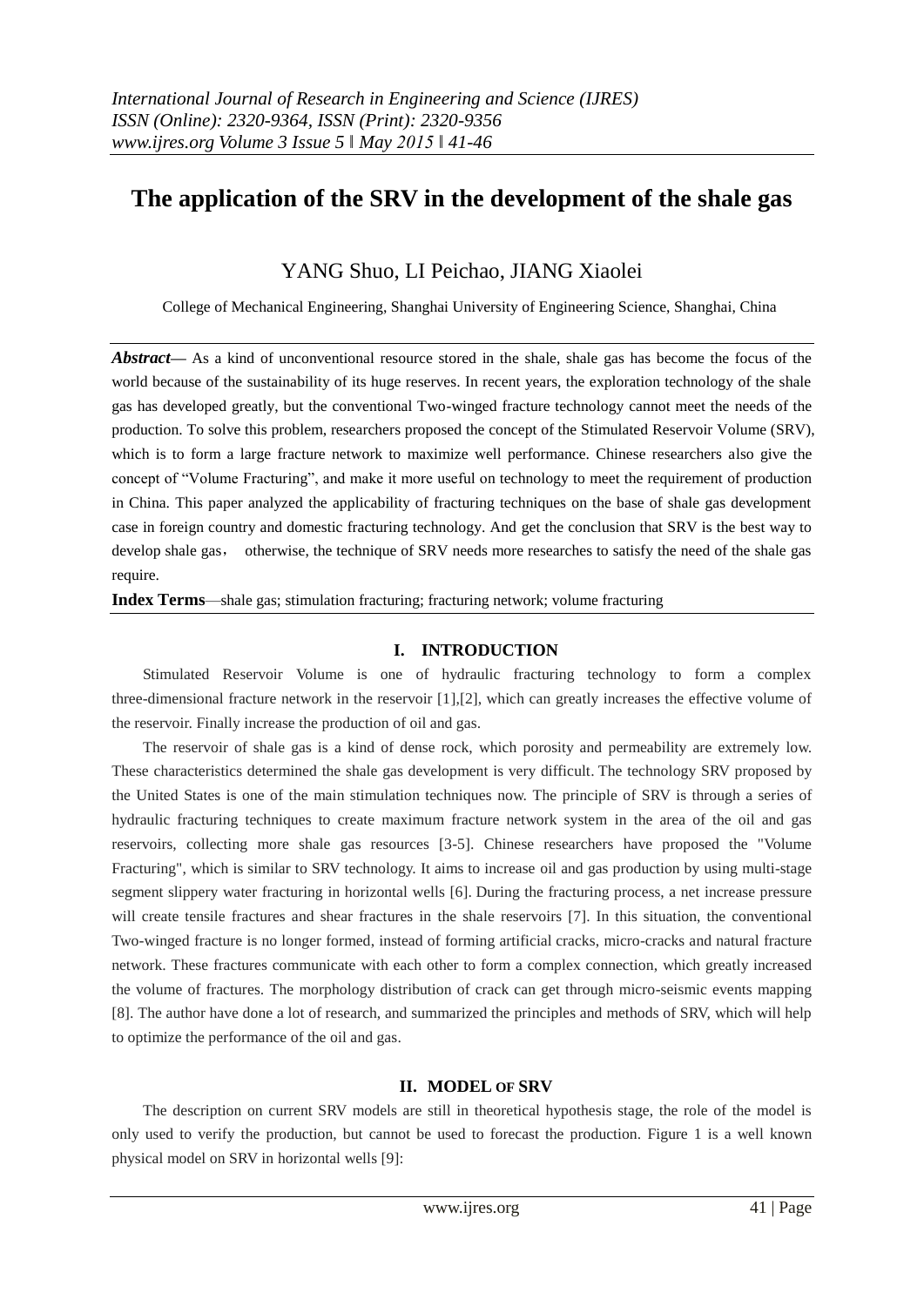# The application of the SRV in the development of the shale gas

YANG Shuo, LI Peichao, JIANG Xiaolei

College of Mechanical Engineering, Shanghai University of Engineering Science, Shanghai, China

***Abstract*****—** As a kind of unconventional resource stored in the shale, shale gas has become the focus of the world because of the sustainability of its huge reserves. In recent years, the exploration technology of the shale gas has developed greatly, but the conventional Two-winged fracture technology cannot meet the needs of the production. To solve this problem, researchers proposed the concept of the Stimulated Reservoir Volume (SRV), which is to form a large fracture network to maximize well performance. Chinese researchers also give the concept of "Volume Fracturing", and make it more useful on technology to meet the requirement of production in China. This paper analyzed the applicability of fracturing techniques on the base of shale gas development case in foreign country and domestic fracturing technology. And get the conclusion that SRV is the best way to develop shale gas， otherwise, the technique of SRV needs more researches to satisfy the need of the shale gas require.

**Index Terms**—shale gas; stimulation fracturing; fracturing network; volume fracturing

## I. INTRODUCTION

Stimulated Reservoir Volume is one of hydraulic fracturing technology to form a complex three-dimensional fracture network in the reservoir [1],[2], which can greatly increases the effective volume of the reservoir. Finally increase the production of oil and gas.

The reservoir of shale gas is a kind of dense rock, which porosity and permeability are extremely low. These characteristics determined the shale gas development is very difficult. The technology SRV proposed by the United States is one of the main stimulation techniques now. The principle of SRV is through a series of hydraulic fracturing techniques to create maximum fracture network system in the area of the oil and gas reservoirs, collecting more shale gas resources [3-5]. Chinese researchers have proposed the "Volume Fracturing", which is similar to SRV technology. It aims to increase oil and gas production by using multi-stage segment slippery water fracturing in horizontal wells [6]. During the fracturing process, a net increase pressure will create tensile fractures and shear fractures in the shale reservoirs [7]. In this situation, the conventional Two-winged fracture is no longer formed, instead of forming artificial cracks, micro-cracks and natural fracture network. These fractures communicate with each other to form a complex connection, which greatly increased the volume of fractures. The morphology distribution of crack can get through micro-seismic events mapping [8]. The author have done a lot of research, and summarized the principles and methods of SRV, which will help to optimize the performance of the oil and gas.

## II. MODEL OF SRV

The description on current SRV models are still in theoretical hypothesis stage, the role of the model is only used to verify the production, but cannot be used to forecast the production. Figure 1 is a well known physical model on SRV in horizontal wells [9]: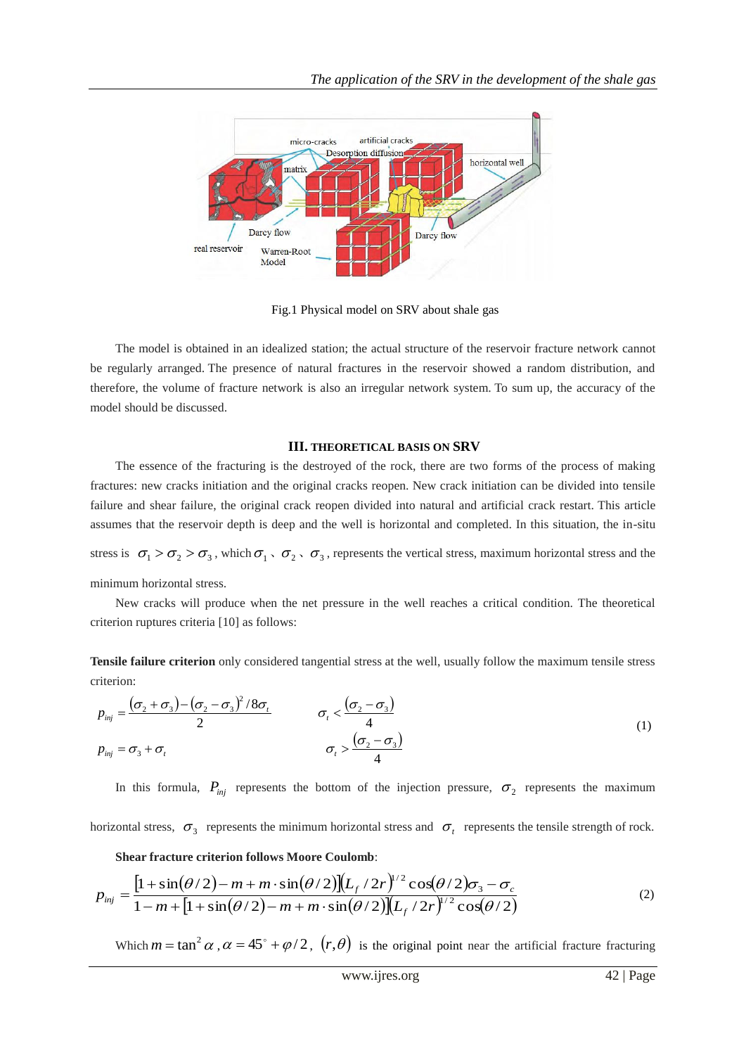Fig.1 Physical model on SRV about shale gas

The model is obtained in an idealized station; the actual structure of the reservoir fracture network cannot be regularly arranged. The presence of natural fractures in the reservoir showed a random distribution, and therefore, the volume of fracture network is also an irregular network system. To sum up, the accuracy of the model should be discussed.

## III. THEORETICAL BASIS ON SRV

The essence of the fracturing is the destroyed of the rock, there are two forms of the process of making fractures: new cracks initiation and the original cracks reopen. New crack initiation can be divided into tensile failure and shear failure, the original crack reopen divided into natural and artificial crack restart. This article assumes that the reservoir depth is deep and the well is horizontal and completed. In this situation, the in-situ stress is $\sigma_1 > \sigma_2 > \sigma_3$, which $\sigma_1$、$\sigma_2$、$\sigma_3$, represents the vertical stress, maximum horizontal stress and the minimum horizontal stress.

New cracks will produce when the net pressure in the well reaches a critical condition. The theoretical criterion ruptures criteria [10] as follows:

**Tensile failure criterion** only considered tangential stress at the well, usually follow the maximum tensile stress criterion:

$$
\begin{aligned}
p_{inj} &= \frac{(\sigma_2+\sigma_3)-(\sigma_2-\sigma_3)^2/8\sigma_t}{2} && \sigma_t < \frac{(\sigma_2-\sigma_3)}{4} \\
p_{inj} &= \sigma_3+\sigma_t && \sigma_t > \frac{(\sigma_2-\sigma_3)}{4}
\end{aligned}
\tag{1}
$$

In this formula, $P_{inj}$ represents the bottom of the injection pressure, $\sigma_2$ represents the maximum horizontal stress, $\sigma_3$ represents the minimum horizontal stress and $\sigma_t$ represents the tensile strength of rock.

**Shear fracture criterion follows Moore Coulomb**:

$$
p_{inj} = \frac{[1+\sin(\theta/2)-m+m\cdot\sin(\theta/2)](L_f/2r)^{1/2}\cos(\theta/2)\sigma_3-\sigma_c}{1-m+[1+\sin(\theta/2)-m+m\cdot\sin(\theta/2)](L_f/2r)^{1/2}\cos(\theta/2)}
\tag{2}
$$

Which $m=\tan^2\alpha$, $\alpha = 45^\circ+\varphi/2$, $(r,\theta)$ is the original point near the artificial fracture fracturing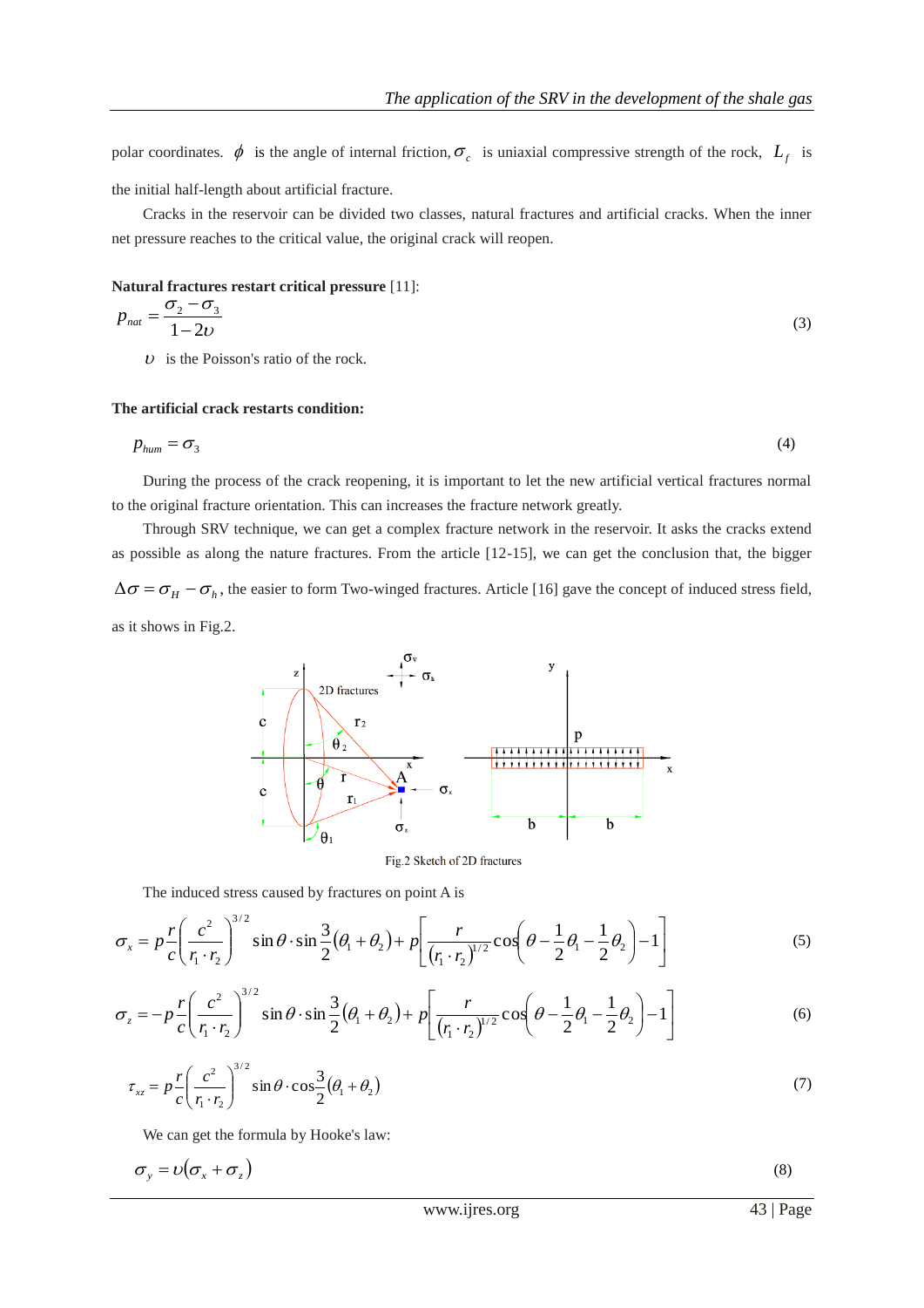polar coordinates. $\phi$ is the angle of internal friction, $\sigma_c$ is uniaxial compressive strength of the rock, $L_f$ is the initial half-length about artificial fracture.

Cracks in the reservoir can be divided two classes, natural fractures and artificial cracks. When the inner net pressure reaches to the critical value, the original crack will reopen.

**Natural fractures restart critical pressure** [11]:

$$p_{nat} = \frac{\sigma_2 - \sigma_3}{1 - 2\upsilon} \tag{3}$$

$\upsilon$ is the Poisson's ratio of the rock.

**The artificial crack restarts condition:**

$$p_{hum} = \sigma_3 \tag{4}$$

During the process of the crack reopening, it is important to let the new artificial vertical fractures normal to the original fracture orientation. This can increases the fracture network greatly.

Through SRV technique, we can get a complex fracture network in the reservoir. It asks the cracks extend as possible as along the nature fractures. From the article [12-15], we can get the conclusion that, the bigger $\Delta\sigma = \sigma_H - \sigma_h$, the easier to form Two-winged fractures. Article [16] gave the concept of induced stress field, as it shows in Fig.2.

Fig.2 Sketch of 2D fractures

The induced stress caused by fractures on point A is

$$\sigma_x = p\frac{r}{c}\left(\frac{c^2}{r_1 \cdot r_2}\right)^{3/2} \sin\theta \cdot \sin\frac{3}{2}(\theta_1 + \theta_2) + p\left[\frac{r}{(r_1 \cdot r_2)^{1/2}}\cos\left(\theta - \frac{1}{2}\theta_1 - \frac{1}{2}\theta_2\right) - 1\right] \tag{5}$$

$$\sigma_z = -p\frac{r}{c}\left(\frac{c^2}{r_1 \cdot r_2}\right)^{3/2} \sin\theta \cdot \sin\frac{3}{2}(\theta_1 + \theta_2) + p\left[\frac{r}{(r_1 \cdot r_2)^{1/2}}\cos\left(\theta - \frac{1}{2}\theta_1 - \frac{1}{2}\theta_2\right) - 1\right] \tag{6}$$

$$\tau_{xz} = p\frac{r}{c}\left(\frac{c^2}{r_1 \cdot r_2}\right)^{3/2} \sin\theta \cdot \cos\frac{3}{2}(\theta_1 + \theta_2) \tag{7}$$

We can get the formula by Hooke's law:

$$\sigma_y = \upsilon(\sigma_x + \sigma_z) \tag{8}$$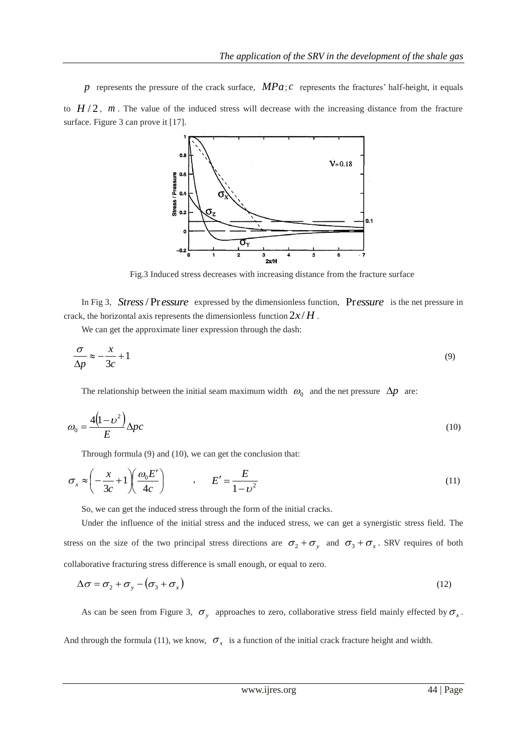$p$ represents the pressure of the crack surface, $MPa$; $c$ represents the fractures' half-height, it equals to $H/2$, $m$. The value of the induced stress will decrease with the increasing distance from the fracture surface. Figure 3 can prove it [17].

Fig.3 Induced stress decreases with increasing distance from the fracture surface

In Fig 3, $Stress/Pressure$ expressed by the dimensionless function, $Pressure$ is the net pressure in crack, the horizontal axis represents the dimensionless function $2x/H$.

We can get the approximate liner expression through the dash:

$$\frac{\sigma}{\Delta p} \approx -\frac{x}{3c} + 1 \tag{9}$$

The relationship between the initial seam maximum width $\omega_0$ and the net pressure $\Delta p$ are:

$$\omega_0 = \frac{4\left(1-\upsilon^2\right)}{E} \Delta pc \tag{10}$$

Through formula (9) and (10), we can get the conclusion that:

$$\sigma_x \approx \left(-\frac{x}{3c} + 1\right)\left(\frac{\omega_0 E'}{4c}\right) \quad , \quad E' = \frac{E}{1-\upsilon^2} \tag{11}$$

So, we can get the induced stress through the form of the initial cracks.

Under the influence of the initial stress and the induced stress, we can get a synergistic stress field. The stress on the size of the two principal stress directions are $\sigma_2 + \sigma_y$ and $\sigma_3 + \sigma_x$. SRV requires of both collaborative fracturing stress difference is small enough, or equal to zero.

$$\Delta\sigma = \sigma_2 + \sigma_y - \left(\sigma_3 + \sigma_x\right) \tag{12}$$

As can be seen from Figure 3, $\sigma_y$ approaches to zero, collaborative stress field mainly effected by $\sigma_x$. And through the formula (11), we know, $\sigma_x$ is a function of the initial crack fracture height and width.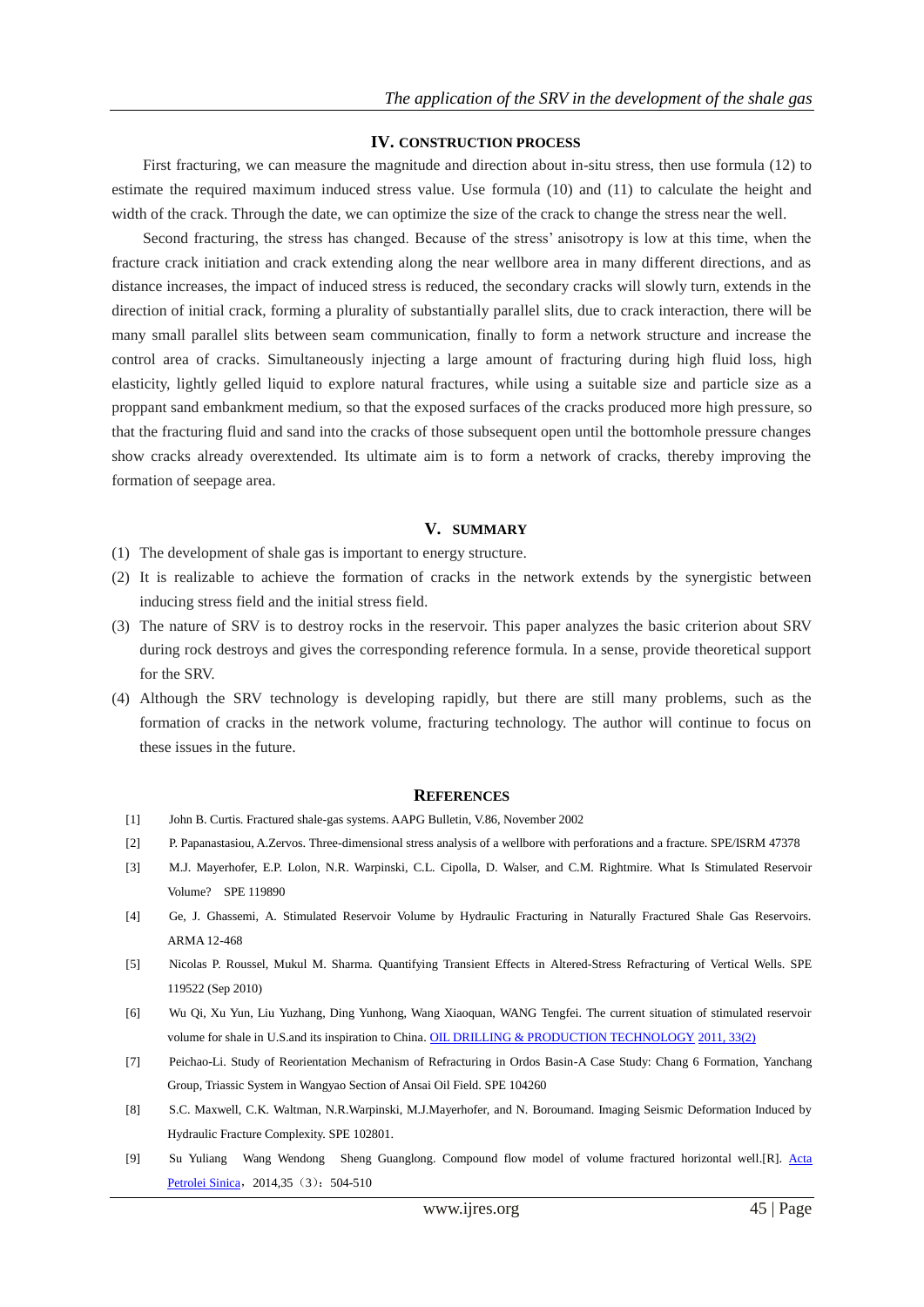## IV. CONSTRUCTION PROCESS

First fracturing, we can measure the magnitude and direction about in-situ stress, then use formula (12) to estimate the required maximum induced stress value. Use formula (10) and (11) to calculate the height and width of the crack. Through the date, we can optimize the size of the crack to change the stress near the well.

Second fracturing, the stress has changed. Because of the stress' anisotropy is low at this time, when the fracture crack initiation and crack extending along the near wellbore area in many different directions, and as distance increases, the impact of induced stress is reduced, the secondary cracks will slowly turn, extends in the direction of initial crack, forming a plurality of substantially parallel slits, due to crack interaction, there will be many small parallel slits between seam communication, finally to form a network structure and increase the control area of cracks. Simultaneously injecting a large amount of fracturing during high fluid loss, high elasticity, lightly gelled liquid to explore natural fractures, while using a suitable size and particle size as a proppant sand embankment medium, so that the exposed surfaces of the cracks produced more high pressure, so that the fracturing fluid and sand into the cracks of those subsequent open until the bottomhole pressure changes show cracks already overextended. Its ultimate aim is to form a network of cracks, thereby improving the formation of seepage area.

## V. SUMMARY

(1) The development of shale gas is important to energy structure.

(2) It is realizable to achieve the formation of cracks in the network extends by the synergistic between inducing stress field and the initial stress field.

(3) The nature of SRV is to destroy rocks in the reservoir. This paper analyzes the basic criterion about SRV during rock destroys and gives the corresponding reference formula. In a sense, provide theoretical support for the SRV.

(4) Although the SRV technology is developing rapidly, but there are still many problems, such as the formation of cracks in the network volume, fracturing technology. The author will continue to focus on these issues in the future.

## REFERENCES

[1] John B. Curtis. Fractured shale-gas systems. AAPG Bulletin, V.86, November 2002

[2] P. Papanastasiou, A.Zervos. Three-dimensional stress analysis of a wellbore with perforations and a fracture. SPE/ISRM 47378

[3] M.J. Mayerhofer, E.P. Lolon, N.R. Warpinski, C.L. Cipolla, D. Walser, and C.M. Rightmire. What Is Stimulated Reservoir Volume? SPE 119890

[4] Ge, J. Ghassemi, A. Stimulated Reservoir Volume by Hydraulic Fracturing in Naturally Fractured Shale Gas Reservoirs. ARMA 12-468

[5] Nicolas P. Roussel, Mukul M. Sharma. Quantifying Transient Effects in Altered-Stress Refracturing of Vertical Wells. SPE 119522 (Sep 2010)

[6] Wu Qi, Xu Yun, Liu Yuzhang, Ding Yunhong, Wang Xiaoquan, WANG Tengfei. The current situation of stimulated reservoir volume for shale in U.S.and its inspiration to China. OIL DRILLING & PRODUCTION TECHNOLOGY 2011, 33(2)

[7] Peichao-Li. Study of Reorientation Mechanism of Refracturing in Ordos Basin-A Case Study: Chang 6 Formation, Yanchang Group, Triassic System in Wangyao Section of Ansai Oil Field. SPE 104260

[8] S.C. Maxwell, C.K. Waltman, N.R.Warpinski, M.J.Mayerhofer, and N. Boroumand. Imaging Seismic Deformation Induced by Hydraulic Fracture Complexity. SPE 102801.

[9] Su Yuliang Wang Wendong Sheng Guanglong. Compound flow model of volume fractured horizontal well.[R]. Acta Petrolei Sinica，2014,35（3）：504-510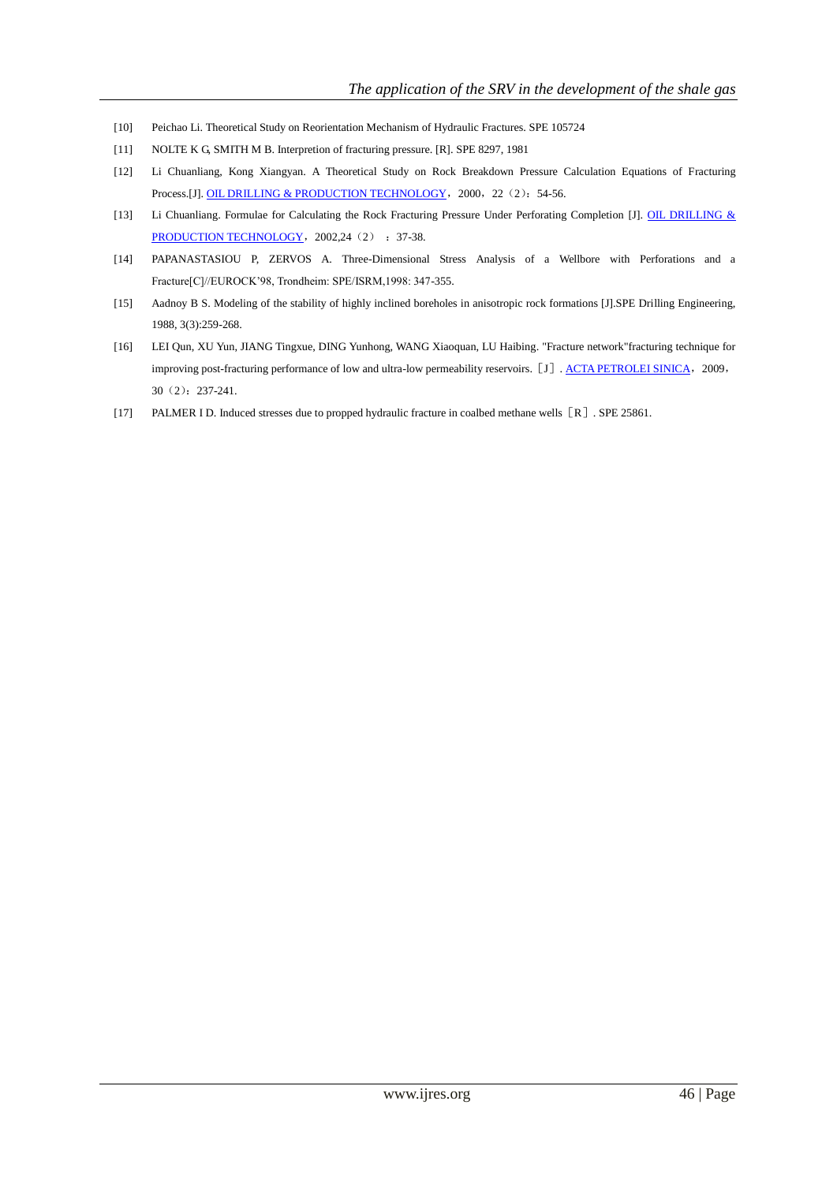[10] Peichao Li. Theoretical Study on Reorientation Mechanism of Hydraulic Fractures. SPE 105724

[11] NOLTE K G, SMITH M B. Interpretion of fracturing pressure. [R]. SPE 8297, 1981

[12] Li Chuanliang, Kong Xiangyan. A Theoretical Study on Rock Breakdown Pressure Calculation Equations of Fracturing Process.[J]. OIL DRILLING & PRODUCTION TECHNOLOGY，2000，22（2）：54-56.

[13] Li Chuanliang. Formulae for Calculating the Rock Fracturing Pressure Under Perforating Completion [J]. OIL DRILLING & PRODUCTION TECHNOLOGY，2002,24（2）：37-38.

[14] PAPANASTASIOU P, ZERVOS A. Three-Dimensional Stress Analysis of a Wellbore with Perforations and a Fracture[C]//EUROCK'98, Trondheim: SPE/ISRM,1998: 347-355.

[15] Aadnoy B S. Modeling of the stability of highly inclined boreholes in anisotropic rock formations [J].SPE Drilling Engineering, 1988, 3(3):259-268.

[16] LEI Qun, XU Yun, JIANG Tingxue, DING Yunhong, WANG Xiaoquan, LU Haibing. "Fracture network"fracturing technique for improving post-fracturing performance of low and ultra-low permeability reservoirs.［J］. ACTA PETROLEI SINICA，2009，30（2）：237-241.

[17] PALMER I D. Induced stresses due to propped hydraulic fracture in coalbed methane wells［R］. SPE 25861.